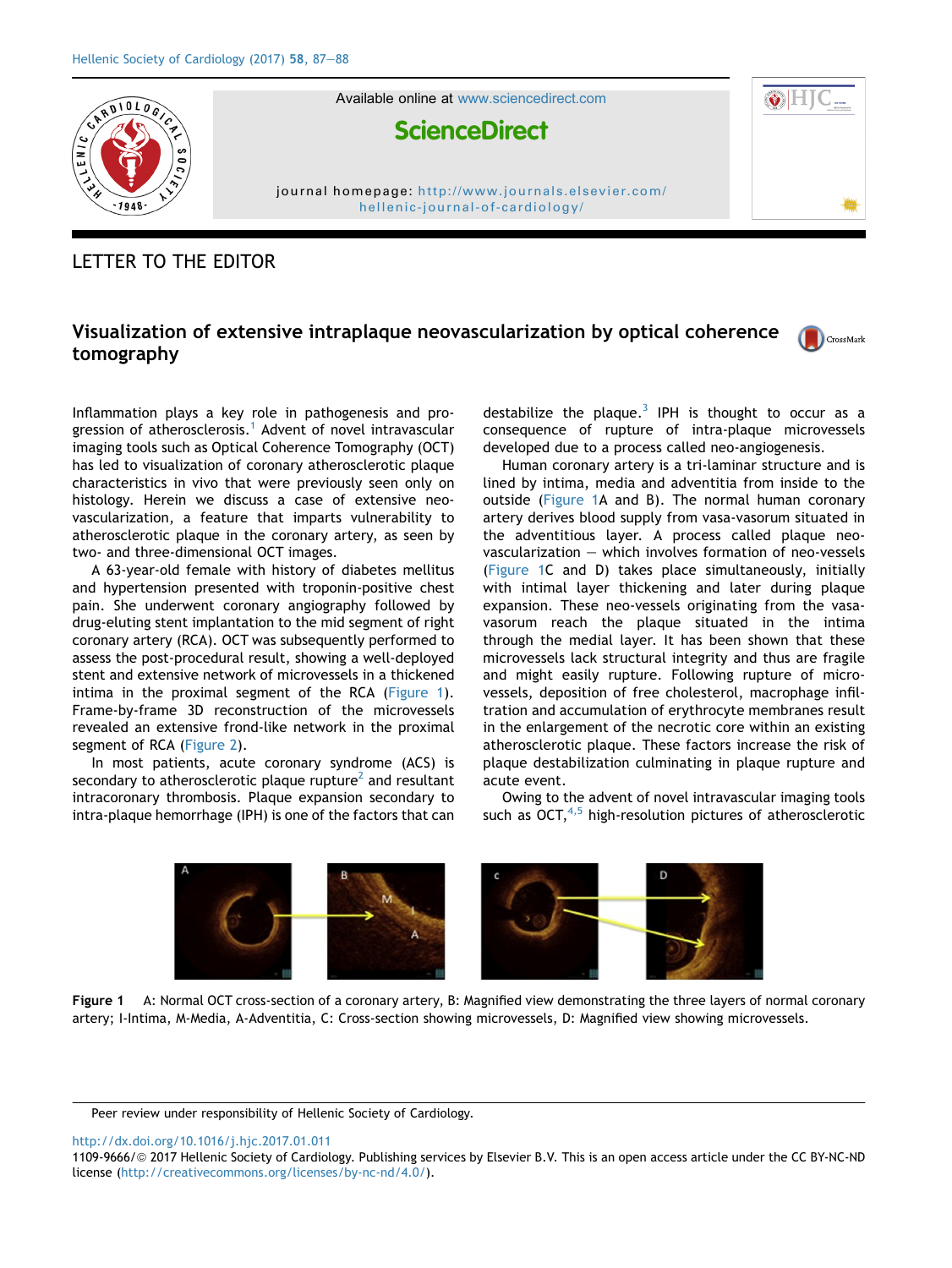LETTER TO THE EDITOR

# Visualization of extensive intraplaque neovascularization by optical coherence tomography

Inflammation plays a key role in pathogenesis and progression of atherosclerosis.[1] Advent of novel intravascular imaging tools such as Optical Coherence Tomography (OCT) has led to visualization of coronary atherosclerotic plaque characteristics in vivo that were previously seen only on histology. Herein we discuss a case of extensive neovascularization, a feature that imparts vulnerability to atherosclerotic plaque in the coronary artery, as seen by two- and three-dimensional OCT images.

A 63-year-old female with history of diabetes mellitus and hypertension presented with troponin-positive chest pain. She underwent coronary angiography followed by drug-eluting stent implantation to the mid segment of right coronary artery (RCA). OCT was subsequently performed to assess the post-procedural result, showing a well-deployed stent and extensive network of microvessels in a thickened intima in the proximal segment of the RCA (Figure 1). Frame-by-frame 3D reconstruction of the microvessels revealed an extensive frond-like network in the proximal segment of RCA (Figure 2).

In most patients, acute coronary syndrome (ACS) is secondary to atherosclerotic plaque rupture[2] and resultant intracoronary thrombosis. Plaque expansion secondary to intra-plaque hemorrhage (IPH) is one of the factors that can destabilize the plaque.[3] IPH is thought to occur as a consequence of rupture of intra-plaque microvessels developed due to a process called neo-angiogenesis.

Human coronary artery is a tri-laminar structure and is lined by intima, media and adventitia from inside to the outside (Figure 1A and B). The normal human coronary artery derives blood supply from vasa-vasorum situated in the adventitious layer. A process called plaque neovascularization — which involves formation of neo-vessels (Figure 1C and D) takes place simultaneously, initially with intimal layer thickening and later during plaque expansion. These neo-vessels originating from the vasa-vasorum reach the plaque situated in the intima through the medial layer. It has been shown that these microvessels lack structural integrity and thus are fragile and might easily rupture. Following rupture of microvessels, deposition of free cholesterol, macrophage infiltration and accumulation of erythrocyte membranes result in the enlargement of the necrotic core within an existing atherosclerotic plaque. These factors increase the risk of plaque destabilization culminating in plaque rupture and acute event.

Owing to the advent of novel intravascular imaging tools such as OCT,[4,5] high-resolution pictures of atherosclerotic

**Figure 1** A: Normal OCT cross-section of a coronary artery, B: Magnified view demonstrating the three layers of normal coronary artery; I-Intima, M-Media, A-Adventitia, C: Cross-section showing microvessels, D: Magnified view showing microvessels.

Peer review under responsibility of Hellenic Society of Cardiology.

http://dx.doi.org/10.1016/j.hjc.2017.01.011

1109-9666/© 2017 Hellenic Society of Cardiology. Publishing services by Elsevier B.V. This is an open access article under the CC BY-NC-ND license (http://creativecommons.org/licenses/by-nc-nd/4.0/).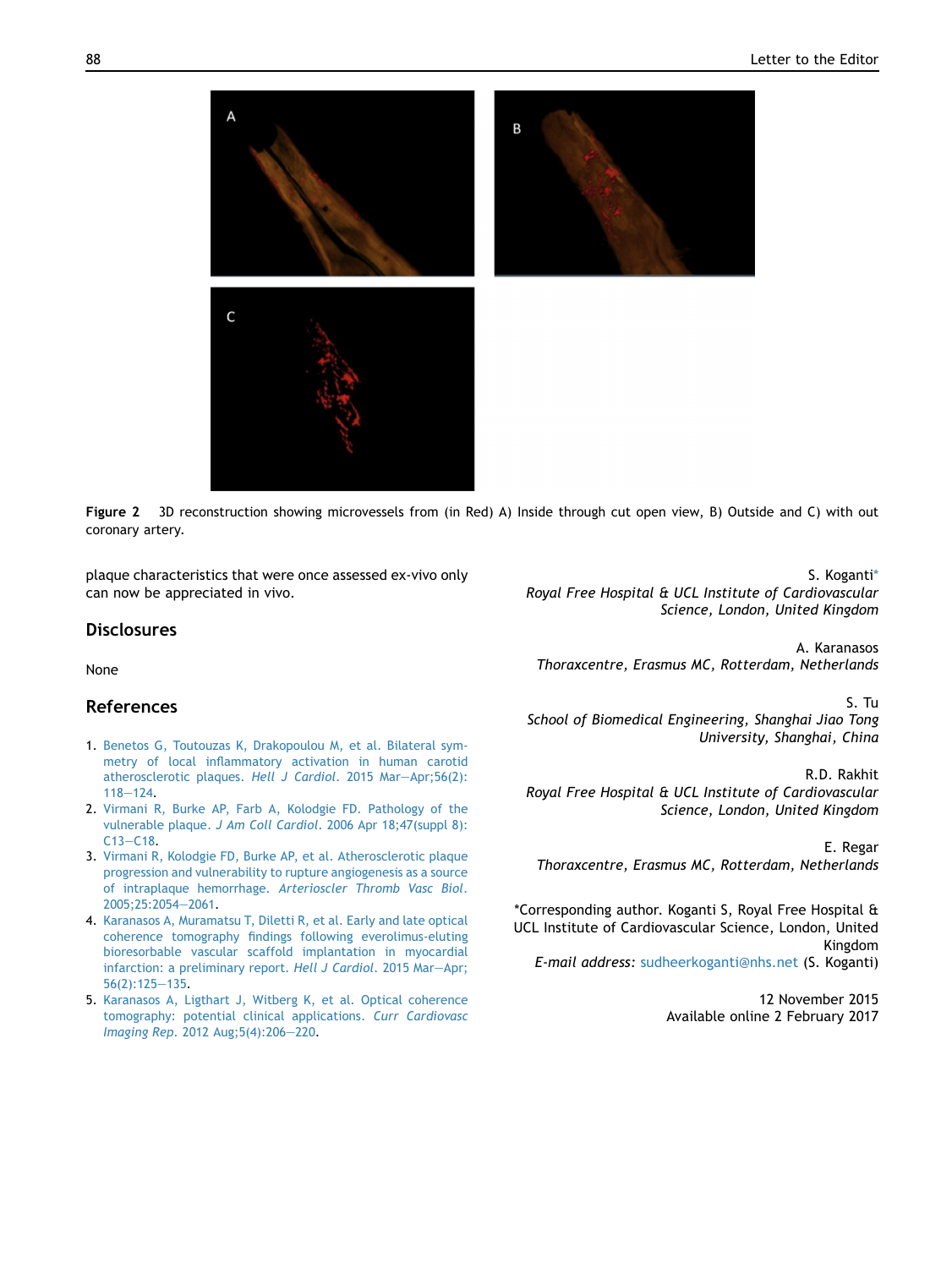Figure 2 3D reconstruction showing microvessels from (in Red) A) Inside through cut open view, B) Outside and C) with out coronary artery.

plaque characteristics that were once assessed ex-vivo only can now be appreciated in vivo.

## Disclosures

None

## References

1. Benetos G, Toutouzas K, Drakopoulou M, et al. Bilateral symmetry of local inflammatory activation in human carotid atherosclerotic plaques. *Hell J Cardiol*. 2015 Mar—Apr;56(2):118—124.
2. Virmani R, Burke AP, Farb A, Kolodgie FD. Pathology of the vulnerable plaque. *J Am Coll Cardiol*. 2006 Apr 18;47(suppl 8):C13—C18.
3. Virmani R, Kolodgie FD, Burke AP, et al. Atherosclerotic plaque progression and vulnerability to rupture angiogenesis as a source of intraplaque hemorrhage. *Arterioscler Thromb Vasc Biol*. 2005;25:2054—2061.
4. Karanasos A, Muramatsu T, Diletti R, et al. Early and late optical coherence tomography findings following everolimus-eluting bioresorbable vascular scaffold implantation in myocardial infarction: a preliminary report. *Hell J Cardiol*. 2015 Mar—Apr;56(2):125—135.
5. Karanasos A, Ligthart J, Witberg K, et al. Optical coherence tomography: potential clinical applications. *Curr Cardiovasc Imaging Rep*. 2012 Aug;5(4):206—220.

S. Koganti*
*Royal Free Hospital & UCL Institute of Cardiovascular Science, London, United Kingdom*

A. Karanasos
*Thoraxcentre, Erasmus MC, Rotterdam, Netherlands*

S. Tu
*School of Biomedical Engineering, Shanghai Jiao Tong University, Shanghai, China*

R.D. Rakhit
*Royal Free Hospital & UCL Institute of Cardiovascular Science, London, United Kingdom*

E. Regar
*Thoraxcentre, Erasmus MC, Rotterdam, Netherlands*

*Corresponding author. Koganti S, Royal Free Hospital & UCL Institute of Cardiovascular Science, London, United Kingdom
*E-mail address:* sudheerkoganti@nhs.net (S. Koganti)

12 November 2015
Available online 2 February 2017